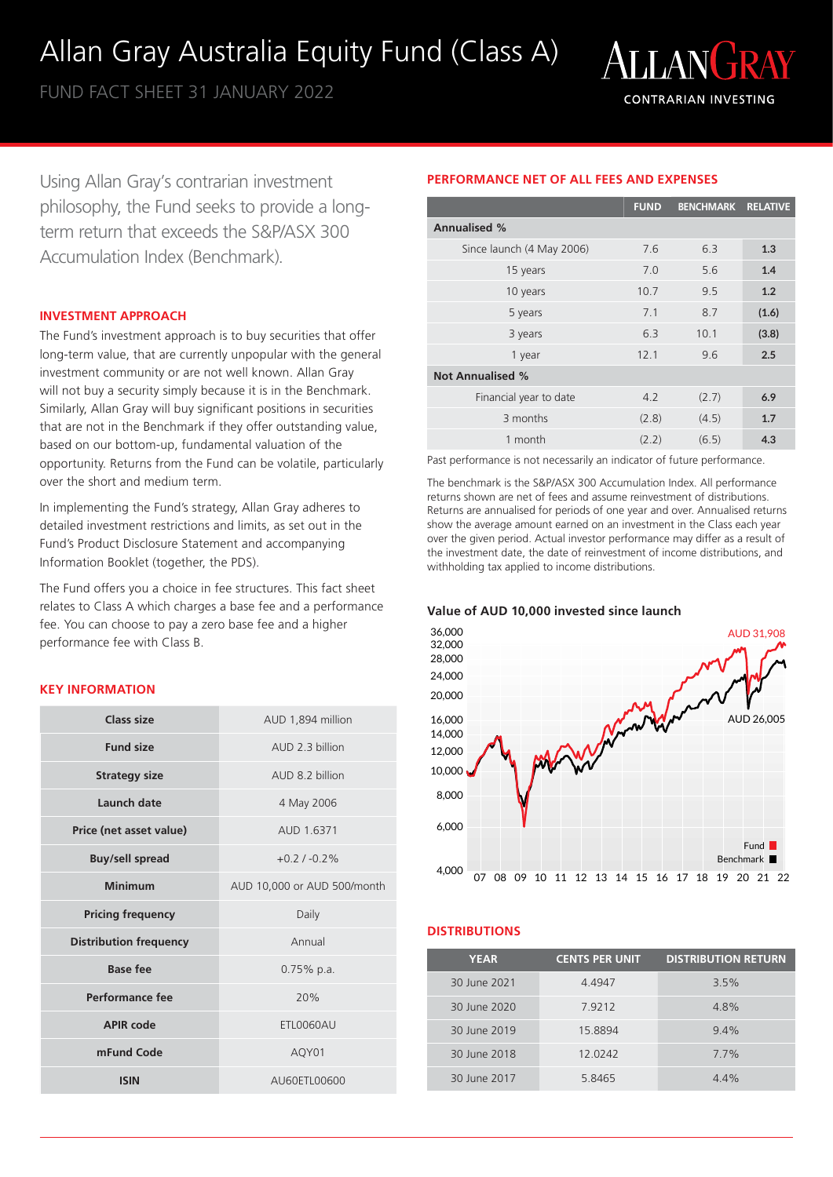# Allan Gray Australia Equity Fund (Class A)

FUND FACT SHEET 31 JANUARY 2022

ALLANGRAY
CONTRARIAN INVESTING

Using Allan Gray's contrarian investment philosophy, the Fund seeks to provide a long-term return that exceeds the S&P/ASX 300 Accumulation Index (Benchmark).

## INVESTMENT APPROACH

The Fund's investment approach is to buy securities that offer long-term value, that are currently unpopular with the general investment community or are not well known. Allan Gray will not buy a security simply because it is in the Benchmark. Similarly, Allan Gray will buy significant positions in securities that are not in the Benchmark if they offer outstanding value, based on our bottom-up, fundamental valuation of the opportunity. Returns from the Fund can be volatile, particularly over the short and medium term.

In implementing the Fund's strategy, Allan Gray adheres to detailed investment restrictions and limits, as set out in the Fund's Product Disclosure Statement and accompanying Information Booklet (together, the PDS).

The Fund offers you a choice in fee structures. This fact sheet relates to Class A which charges a base fee and a performance fee. You can choose to pay a zero base fee and a higher performance fee with Class B.

## KEY INFORMATION

| | |
|---|---|
| **Class size** | AUD 1,894 million |
| **Fund size** | AUD 2.3 billion |
| **Strategy size** | AUD 8.2 billion |
| **Launch date** | 4 May 2006 |
| **Price (net asset value)** | AUD 1.6371 |
| **Buy/sell spread** | +0.2 / -0.2% |
| **Minimum** | AUD 10,000 or AUD 500/month |
| **Pricing frequency** | Daily |
| **Distribution frequency** | Annual |
| **Base fee** | 0.75% p.a. |
| **Performance fee** | 20% |
| **APIR code** | ETL0060AU |
| **mFund Code** | AQY01 |
| **ISIN** | AU60ETL00600 |

## PERFORMANCE NET OF ALL FEES AND EXPENSES

| | FUND | BENCHMARK | RELATIVE |
|---|---|---|---|
| **Annualised %** | | | |
| Since launch (4 May 2006) | 7.6 | 6.3 | **1.3** |
| 15 years | 7.0 | 5.6 | **1.4** |
| 10 years | 10.7 | 9.5 | **1.2** |
| 5 years | 7.1 | 8.7 | **(1.6)** |
| 3 years | 6.3 | 10.1 | **(3.8)** |
| 1 year | 12.1 | 9.6 | **2.5** |
| **Not Annualised %** | | | |
| Financial year to date | 4.2 | (2.7) | **6.9** |
| 3 months | (2.8) | (4.5) | **1.7** |
| 1 month | (2.2) | (6.5) | **4.3** |

Past performance is not necessarily an indicator of future performance.

The benchmark is the S&P/ASX 300 Accumulation Index. All performance returns shown are net of fees and assume reinvestment of distributions. Returns are annualised for periods of one year and over. Annualised returns show the average amount earned on an investment in the Class each year over the given period. Actual investor performance may differ as a result of the investment date, the date of reinvestment of income distributions, and withholding tax applied to income distributions.

### Value of AUD 10,000 invested since launch

Fund: AUD 31,908
Benchmark: AUD 26,005

## DISTRIBUTIONS

| YEAR | CENTS PER UNIT | DISTRIBUTION RETURN |
|---|---|---|
| 30 June 2021 | 4.4947 | 3.5% |
| 30 June 2020 | 7.9212 | 4.8% |
| 30 June 2019 | 15.8894 | 9.4% |
| 30 June 2018 | 12.0242 | 7.7% |
| 30 June 2017 | 5.8465 | 4.4% |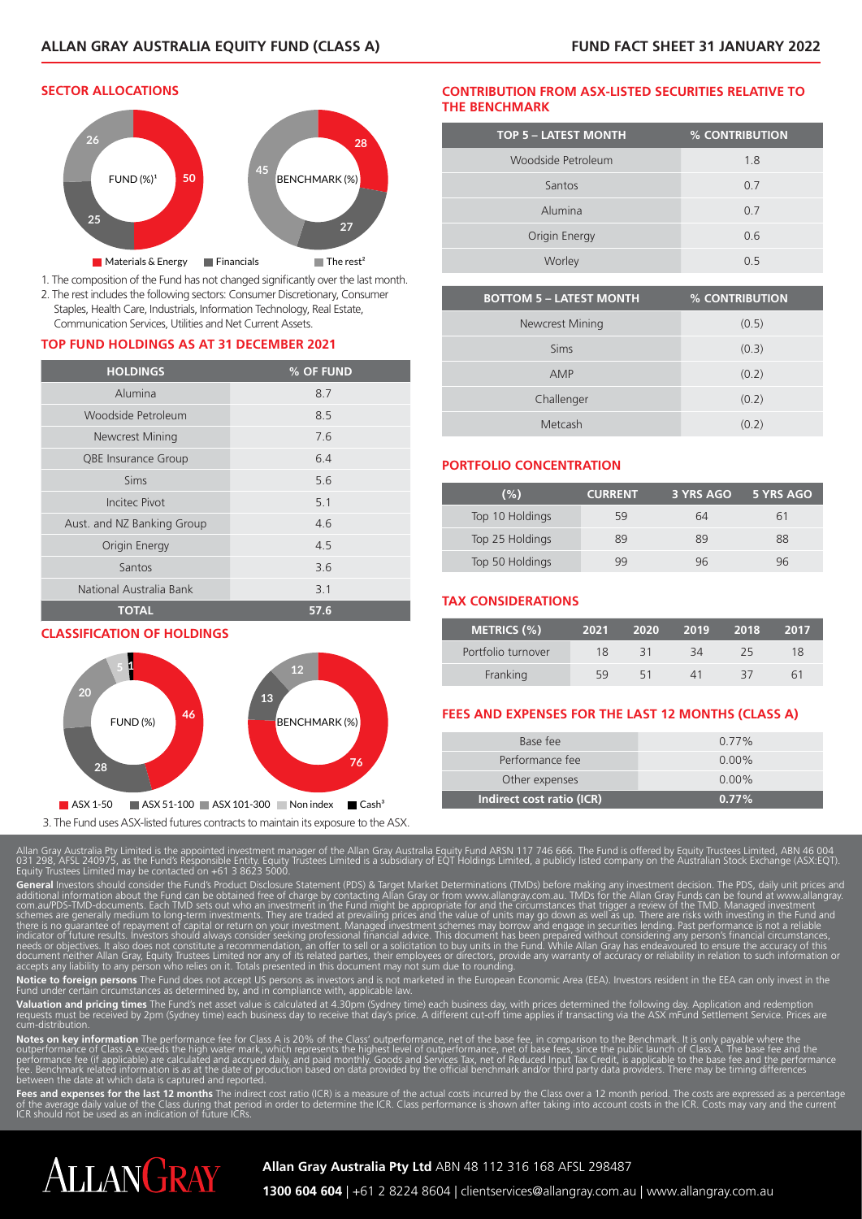## SECTOR ALLOCATIONS

26
FUND (%)[1]
50
25

45
BENCHMARK (%)
28
27

Materials & Energy
Financials
The rest[2]

1. The composition of the Fund has not changed significantly over the last month.
2. The rest includes the following sectors: Consumer Discretionary, Consumer Staples, Health Care, Industrials, Information Technology, Real Estate, Communication Services, Utilities and Net Current Assets.

## TOP FUND HOLDINGS AS AT 31 DECEMBER 2021

| HOLDINGS | % OF FUND |
|---|---|
| Alumina | 8.7 |
| Woodside Petroleum | 8.5 |
| Newcrest Mining | 7.6 |
| QBE Insurance Group | 6.4 |
| Sims | 5.6 |
| Incitec Pivot | 5.1 |
| Aust. and NZ Banking Group | 4.6 |
| Origin Energy | 4.5 |
| Santos | 3.6 |
| National Australia Bank | 3.1 |
| **TOTAL** | **57.6** |

## CLASSIFICATION OF HOLDINGS

5
1
20
FUND (%)
46
28

12
13
BENCHMARK (%)
76

ASX 1-50
ASX 51-100
ASX 101-300
Non index
Cash[3]

3. The Fund uses ASX-listed futures contracts to maintain its exposure to the ASX.

## CONTRIBUTION FROM ASX-LISTED SECURITIES RELATIVE TO THE BENCHMARK

| TOP 5 – LATEST MONTH | % CONTRIBUTION |
|---|---|
| Woodside Petroleum | 1.8 |
| Santos | 0.7 |
| Alumina | 0.7 |
| Origin Energy | 0.6 |
| Worley | 0.5 |

| BOTTOM 5 – LATEST MONTH | % CONTRIBUTION |
|---|---|
| Newcrest Mining | (0.5) |
| Sims | (0.3) |
| AMP | (0.2) |
| Challenger | (0.2) |
| Metcash | (0.2) |

## PORTFOLIO CONCENTRATION

| (%) | CURRENT | 3 YRS AGO | 5 YRS AGO |
|---|---|---|---|
| Top 10 Holdings | 59 | 64 | 61 |
| Top 25 Holdings | 89 | 89 | 88 |
| Top 50 Holdings | 99 | 96 | 96 |

## TAX CONSIDERATIONS

| METRICS (%) | 2021 | 2020 | 2019 | 2018 | 2017 |
|---|---|---|---|---|---|
| Portfolio turnover | 18 | 31 | 34 | 25 | 18 |
| Franking | 59 | 51 | 41 | 37 | 61 |

## FEES AND EXPENSES FOR THE LAST 12 MONTHS (CLASS A)

| | |
|---|---|
| Base fee | 0.77% |
| Performance fee | 0.00% |
| Other expenses | 0.00% |
| **Indirect cost ratio (ICR)** | **0.77%** |

Allan Gray Australia Pty Limited is the appointed investment manager of the Allan Gray Australia Equity Fund ARSN 117 746 666. The Fund is offered by Equity Trustees Limited, ABN 46 004 031 298, AFSL 240975, as the Fund's Responsible Entity. Equity Trustees Limited is a subsidiary of EQT Holdings Limited, a publicly listed company on the Australian Stock Exchange (ASX:EQT). Equity Trustees Limited may be contacted on +61 3 8623 5000.

**General** Investors should consider the Fund's Product Disclosure Statement (PDS) & Target Market Determinations (TMDs) before making any investment decision. The PDS, daily unit prices and additional information about the Fund can be obtained free of charge by contacting Allan Gray or from www.allangray.com.au. TMDs for the Allan Gray Funds can be found at www.allangray.com.au/PDS-TMD-documents. Each TMD sets out who an investment in the Fund might be appropriate for and the circumstances that trigger a review of the TMD. Managed investment schemes are generally medium to long-term investments. They are traded at prevailing prices and the value of units may go down as well as up. There are risks with investing in the Fund and there is no guarantee of repayment of capital or return on your investment. Managed investment schemes may borrow and engage in securities lending. Past performance is not a reliable indicator of future results. Investors should always consider seeking professional financial advice. This document has been prepared without considering any person's financial circumstances, needs or objectives. It also does not constitute a recommendation, an offer to sell or a solicitation to buy units in the Fund. While Allan Gray has endeavoured to ensure the accuracy of this document neither Allan Gray, Equity Trustees Limited nor any of its related parties, their employees or directors, provide any warranty of accuracy or reliability in relation to such information or accepts any liability to any person who relies on it. Totals presented in this document may not sum due to rounding.

**Notice to foreign persons** The Fund does not accept US persons as investors and is not marketed in the European Economic Area (EEA). Investors resident in the EEA can only invest in the Fund under certain circumstances as determined by, and in compliance with, applicable law.

**Valuation and pricing times** The Fund's net asset value is calculated at 4.30pm (Sydney time) each business day, with prices determined the following day. Application and redemption requests must be received by 2pm (Sydney time) each business day to receive that day's price. A different cut-off time applies if transacting via the ASX mFund Settlement Service. Prices are cum-distribution.

**Notes on key information** The performance fee for Class A is 20% of the Class' outperformance, net of the base fee, in comparison to the Benchmark. It is only payable where the outperformance of Class A exceeds the high water mark, which represents the highest level of outperformance, net of base fees, since the public launch of Class A. The base fee and the performance fee (if applicable) are calculated and accrued daily, and paid monthly. Goods and Services Tax, net of Reduced Input Tax Credit, is applicable to the base fee and the performance fee. Benchmark related information is as at the date of production based on data provided by the official benchmark and/or third party data providers. There may be timing differences between the date at which data is captured and reported.

**Fees and expenses for the last 12 months** The indirect cost ratio (ICR) is a measure of the actual costs incurred by the Class over a 12 month period. The costs are expressed as a percentage of the average daily value of the Class during that period in order to determine the ICR. Class performance is shown after taking into account costs in the ICR. Costs may vary and the current ICR should not be used as an indication of future ICRs.

ALLANGRAY

**Allan Gray Australia Pty Ltd** ABN 48 112 316 168 AFSL 298487

**1300 604 604** | +61 2 8224 8604 | clientservices@allangray.com.au | www.allangray.com.au